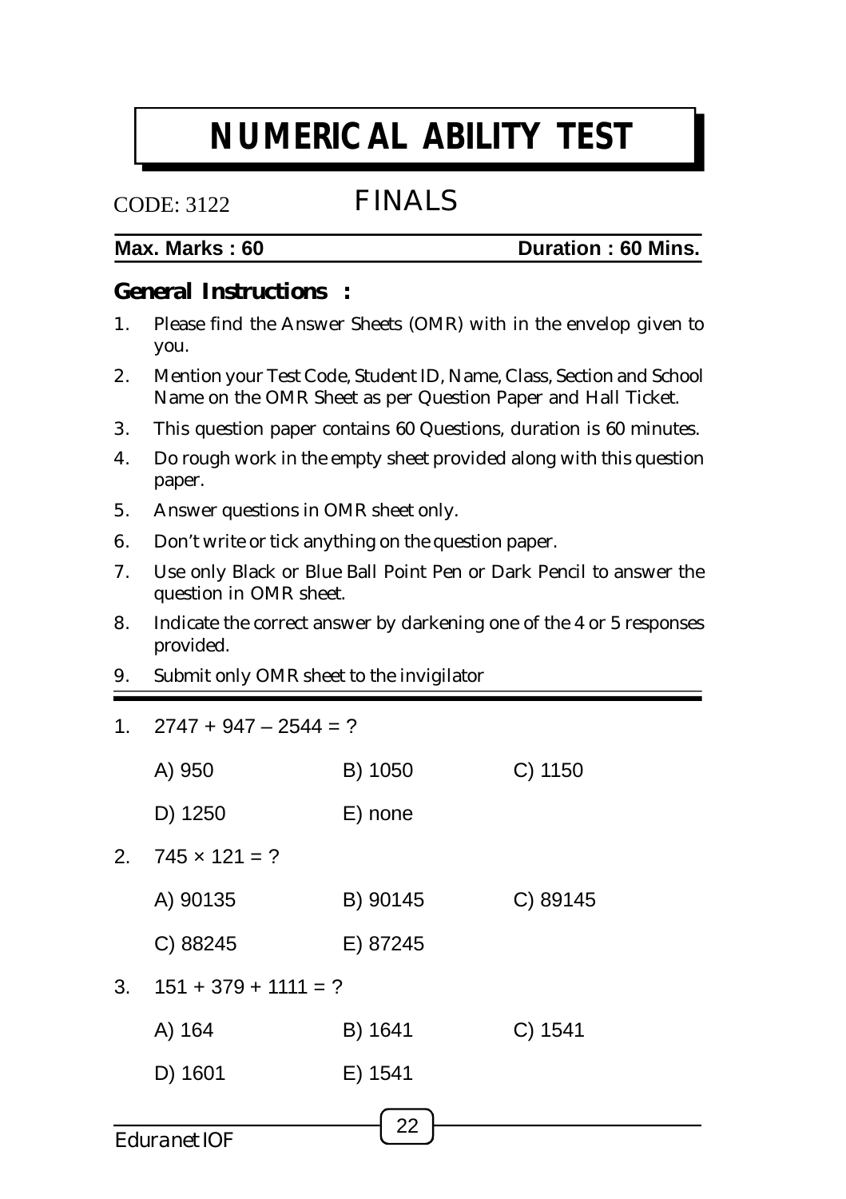# NUMERICAL ABILITY TEST

CODE: 3122

## FINALS

**Max. Marks : 60** **Duration : 60 Mins.**

### General Instructions :

1. Please find the Answer Sheets (OMR) with in the envelop given to you.
2. Mention your Test Code, Student ID, Name, Class, Section and School Name on the OMR Sheet as per Question Paper and Hall Ticket.
3. This question paper contains 60 Questions, duration is 60 minutes.
4. Do rough work in the empty sheet provided along with this question paper.
5. Answer questions in OMR sheet only.
6. Don't write or tick anything on the question paper.
7. Use only Black or Blue Ball Point Pen or Dark Pencil to answer the question in OMR sheet.
8. Indicate the correct answer by darkening one of the 4 or 5 responses provided.
9. Submit only OMR sheet to the invigilator

---

1. $2747 + 947 - 2544 = ?$

   A) 950 B) 1050 C) 1150

   D) 1250 E) none

2. $745 \times 121 = ?$

   A) 90135 B) 90145 C) 89145

   C) 88245 E) 87245

3. $151 + 379 + 1111 = ?$

   A) 164 B) 1641 C) 1541

   D) 1601 E) 1541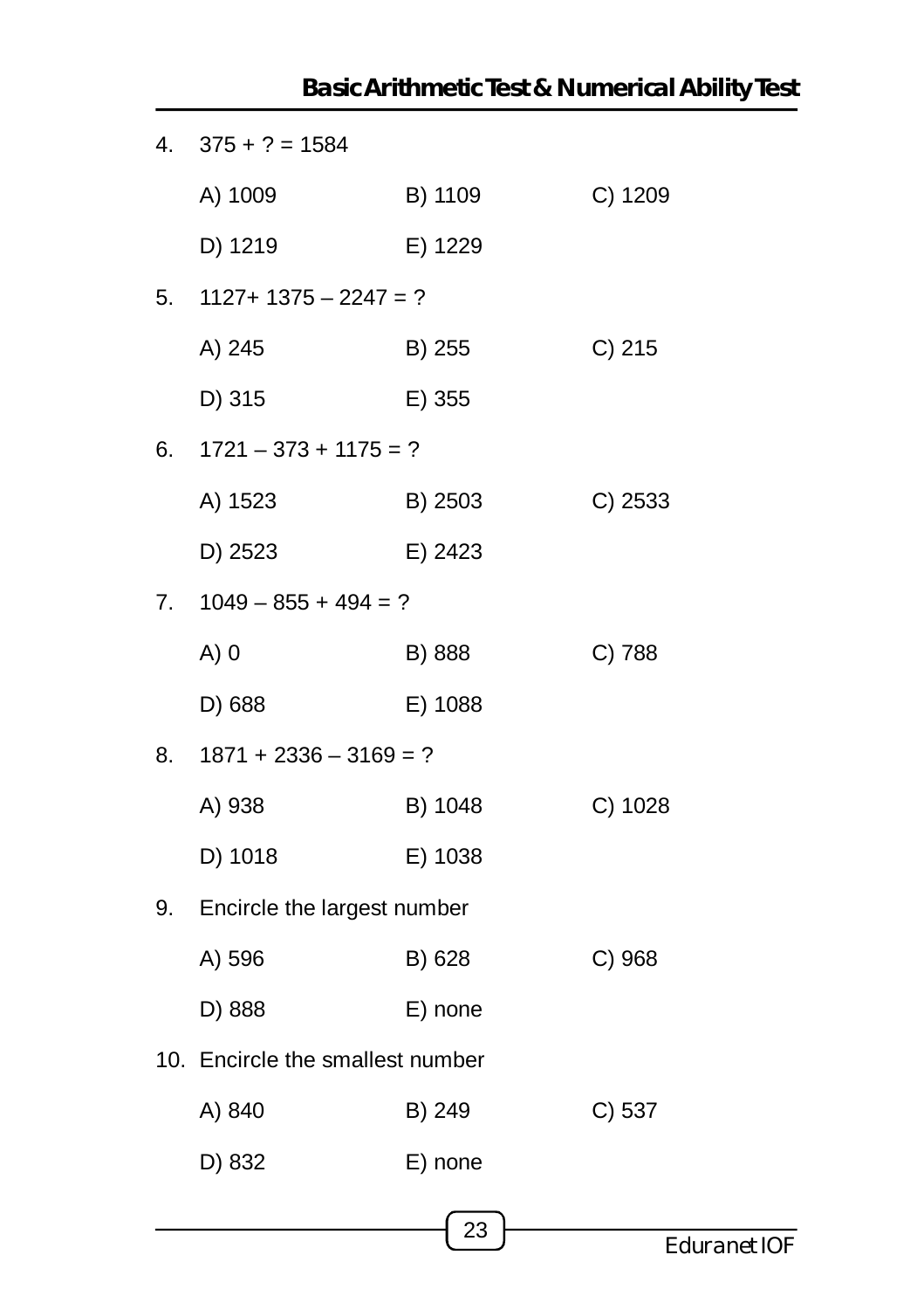4. 375 + ? = 1584

   A) 1009 B) 1109 C) 1209

   D) 1219 E) 1229

5. 1127+ 1375 – 2247 = ?

   A) 245 B) 255 C) 215

   D) 315 E) 355

6. 1721 – 373 + 1175 = ?

   A) 1523 B) 2503 C) 2533

   D) 2523 E) 2423

7. 1049 – 855 + 494 = ?

   A) 0 B) 888 C) 788

   D) 688 E) 1088

8. 1871 + 2336 – 3169 = ?

   A) 938 B) 1048 C) 1028

   D) 1018 E) 1038

9. Encircle the largest number

   A) 596 B) 628 C) 968

   D) 888 E) none

10. Encircle the smallest number

    A) 840 B) 249 C) 537

    D) 832 E) none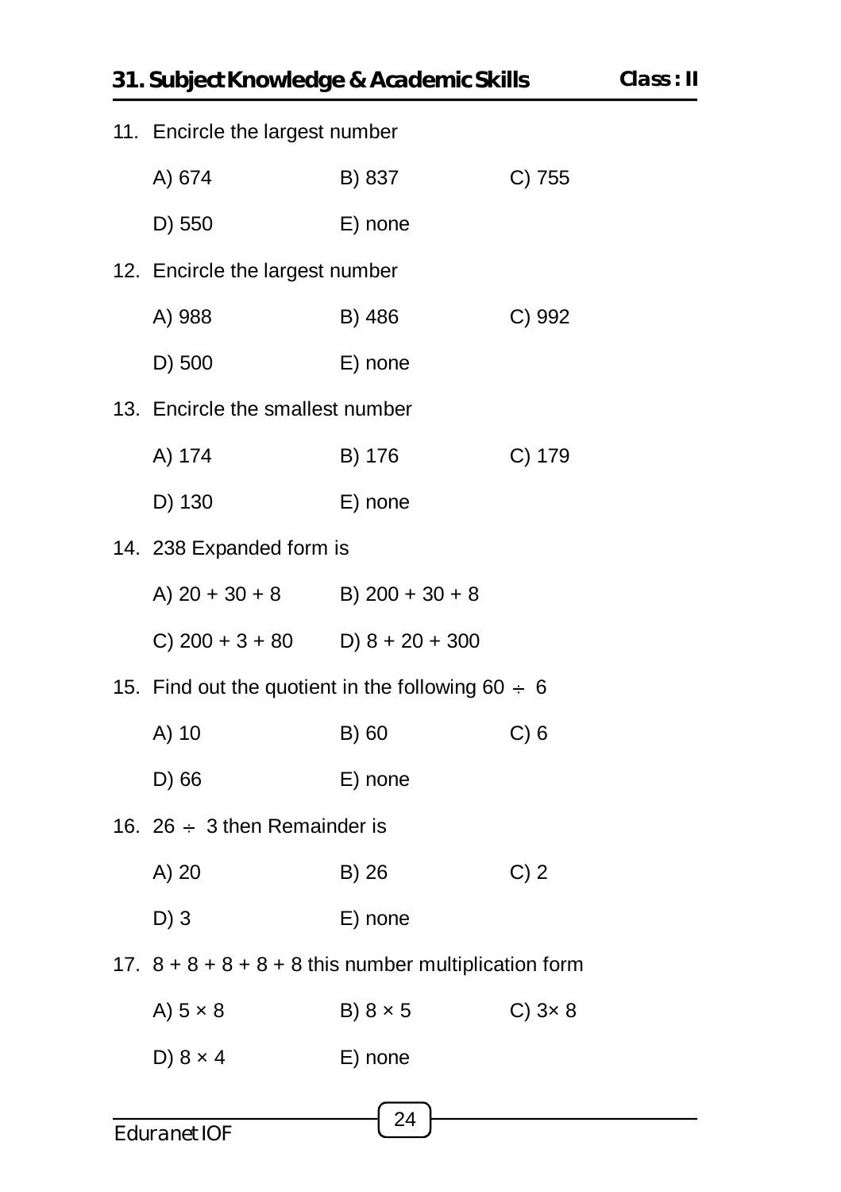11. Encircle the largest number

    A) 674    B) 837    C) 755

    D) 550    E) none

12. Encircle the largest number

    A) 988    B) 486    C) 992

    D) 500    E) none

13. Encircle the smallest number

    A) 174    B) 176    C) 179

    D) 130    E) none

14. 238 Expanded form is

    A) 20 + 30 + 8    B) 200 + 30 + 8

    C) 200 + 3 + 80    D) 8 + 20 + 300

15. Find out the quotient in the following $60 \div 6$

    A) 10    B) 60    C) 6

    D) 66    E) none

16. $26 \div 3$ then Remainder is

    A) 20    B) 26    C) 2

    D) 3    E) none

17. 8 + 8 + 8 + 8 + 8 this number multiplication form

    A) $5 \times 8$    B) $8 \times 5$    C) $3 \times 8$

    D) $8 \times 4$    E) none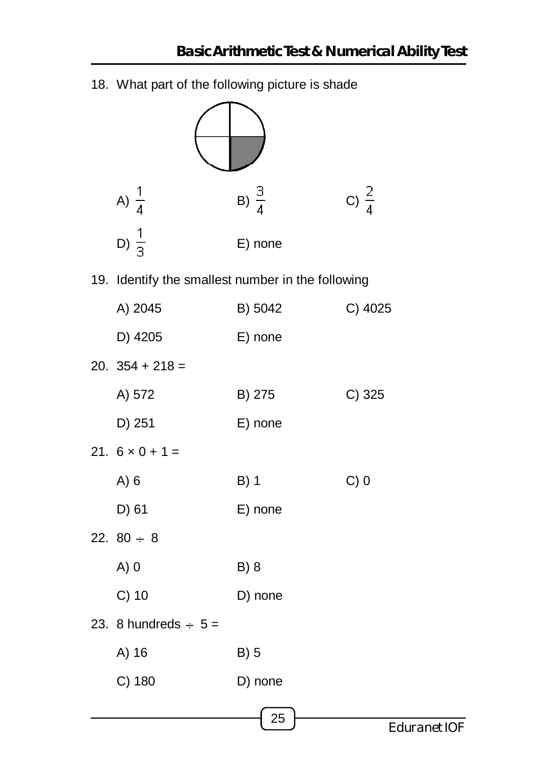18. What part of the following picture is shade

A) $\frac{1}{4}$ B) $\frac{3}{4}$ C) $\frac{2}{4}$

D) $\frac{1}{3}$ E) none

19. Identify the smallest number in the following

A) 2045 B) 5042 C) 4025

D) 4205 E) none

20. $354 + 218 =$

A) 572 B) 275 C) 325

D) 251 E) none

21. $6 \times 0 + 1 =$

A) 6 B) 1 C) 0

D) 61 E) none

22. $80 \div 8$

A) 0 B) 8

C) 10 D) none

23. 8 hundreds $\div$ 5 =

A) 16 B) 5

C) 180 D) none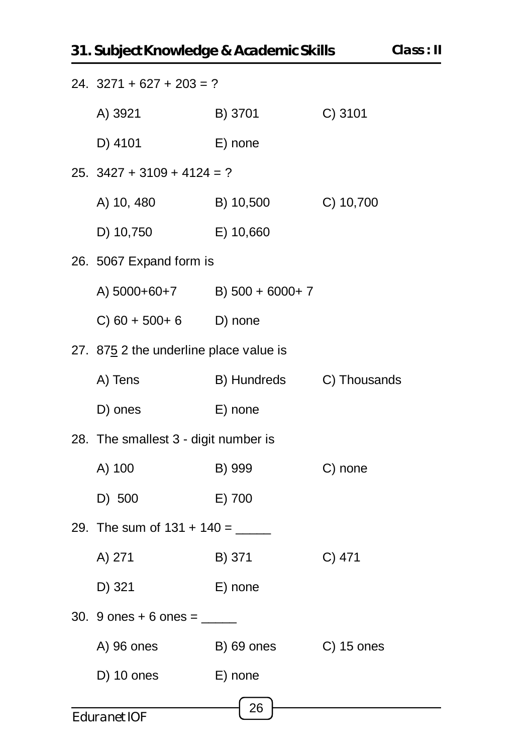24. 3271 + 627 + 203 = ?

    A) 3921 B) 3701 C) 3101

    D) 4101 E) none

25. 3427 + 3109 + 4124 = ?

    A) 10, 480 B) 10,500 C) 10,700

    D) 10,750 E) 10,660

26. 5067 Expand form is

    A) 5000+60+7 B) 500 + 6000+ 7

    C) 60 + 500+ 6 D) none

27. 87<u>5</u> 2 the underline place value is

    A) Tens B) Hundreds C) Thousands

    D) ones E) none

28. The smallest 3 - digit number is

    A) 100 B) 999 C) none

    D) 500 E) 700

29. The sum of 131 + 140 = _____

    A) 271 B) 371 C) 471

    D) 321 E) none

30. 9 ones + 6 ones = _____

    A) 96 ones B) 69 ones C) 15 ones

    D) 10 ones E) none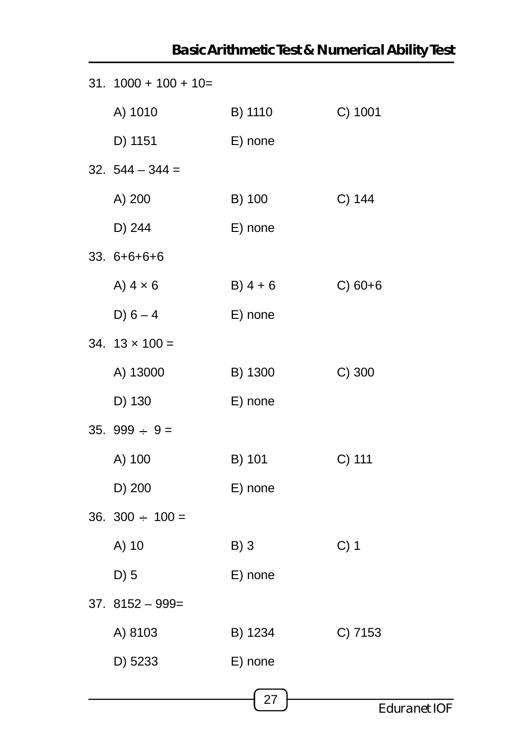31. $1000 + 100 + 10 =$

A) 1010 B) 1110 C) 1001
D) 1151 E) none

32. $544 - 344 =$

A) 200 B) 100 C) 144
D) 244 E) none

33. $6+6+6+6$

A) $4 \times 6$ B) $4 + 6$ C) $60+6$
D) $6 - 4$ E) none

34. $13 \times 100 =$

A) 13000 B) 1300 C) 300
D) 130 E) none

35. $999 \div 9 =$

A) 100 B) 101 C) 111
D) 200 E) none

36. $300 \div 100 =$

A) 10 B) 3 C) 1
D) 5 E) none

37. $8152 - 999 =$

A) 8103 B) 1234 C) 7153
D) 5233 E) none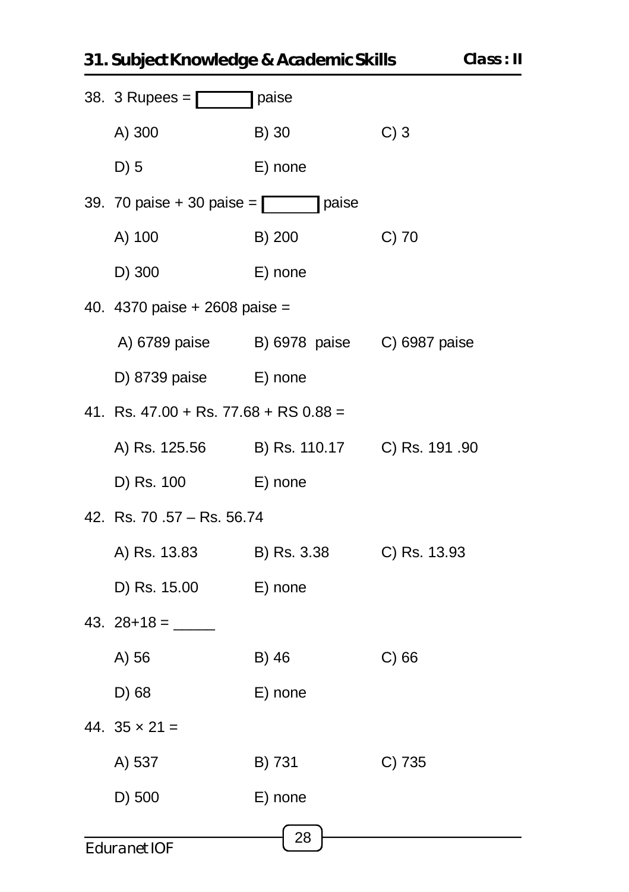38. 3 Rupees = [ ] paise

A) 300 B) 30 C) 3

D) 5 E) none

39. 70 paise + 30 paise = [ ] paise

A) 100 B) 200 C) 70

D) 300 E) none

40. 4370 paise + 2608 paise =

A) 6789 paise B) 6978 paise C) 6987 paise

D) 8739 paise E) none

41. Rs. 47.00 + Rs. 77.68 + RS 0.88 =

A) Rs. 125.56 B) Rs. 110.17 C) Rs. 191 .90

D) Rs. 100 E) none

42. Rs. 70 .57 – Rs. 56.74

A) Rs. 13.83 B) Rs. 3.38 C) Rs. 13.93

D) Rs. 15.00 E) none

43. 28+18 = _____

A) 56 B) 46 C) 66

D) 68 E) none

44. $35 \times 21 =$

A) 537 B) 731 C) 735

D) 500 E) none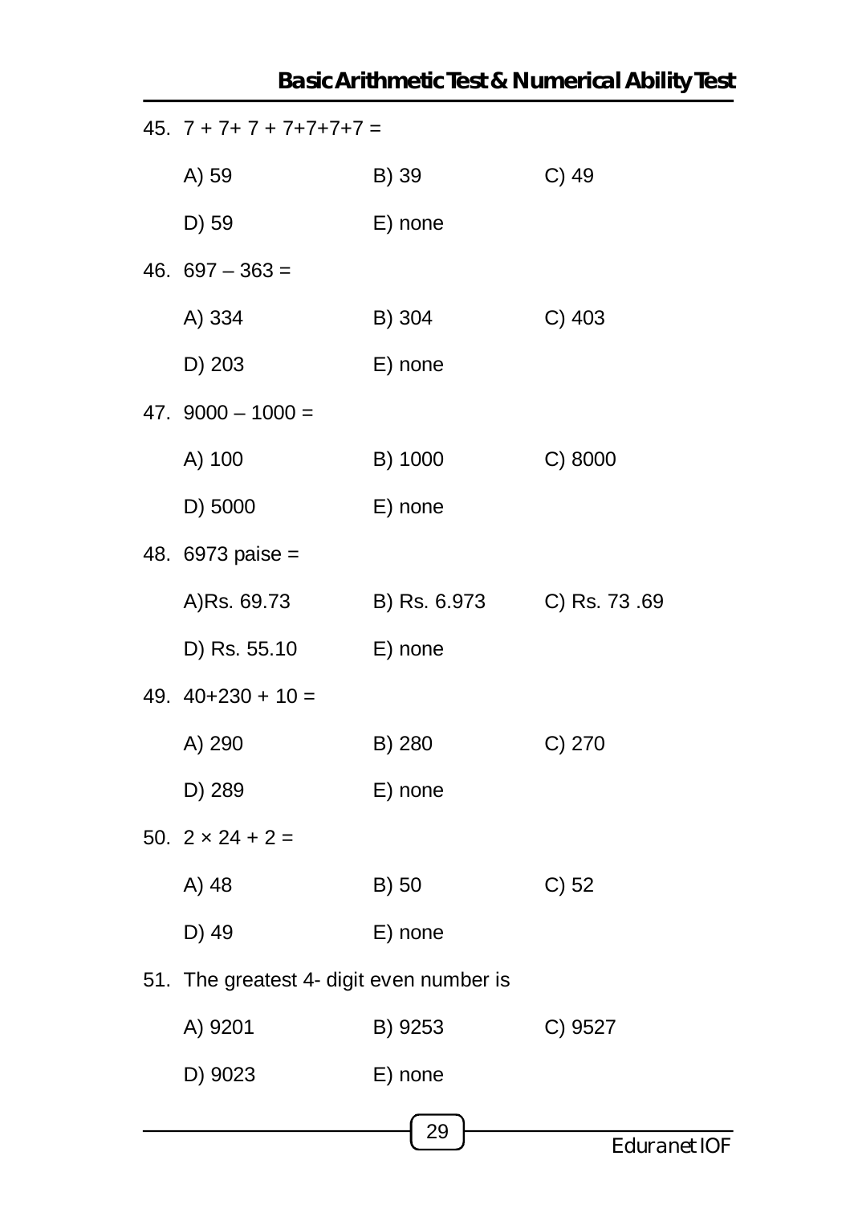45. $7 + 7 + 7 + 7 + 7 + 7 + 7 =$

A) 59 B) 39 C) 49

D) 59 E) none

46. $697 – 363 =$

A) 334 B) 304 C) 403

D) 203 E) none

47. $9000 – 1000 =$

A) 100 B) 1000 C) 8000

D) 5000 E) none

48. 6973 paise =

A)Rs. 69.73 B) Rs. 6.973 C) Rs. 73 .69

D) Rs. 55.10 E) none

49. $40+230 + 10 =$

A) 290 B) 280 C) 270

D) 289 E) none

50. $2 \times 24 + 2 =$

A) 48 B) 50 C) 52

D) 49 E) none

51. The greatest 4- digit even number is

A) 9201 B) 9253 C) 9527

D) 9023 E) none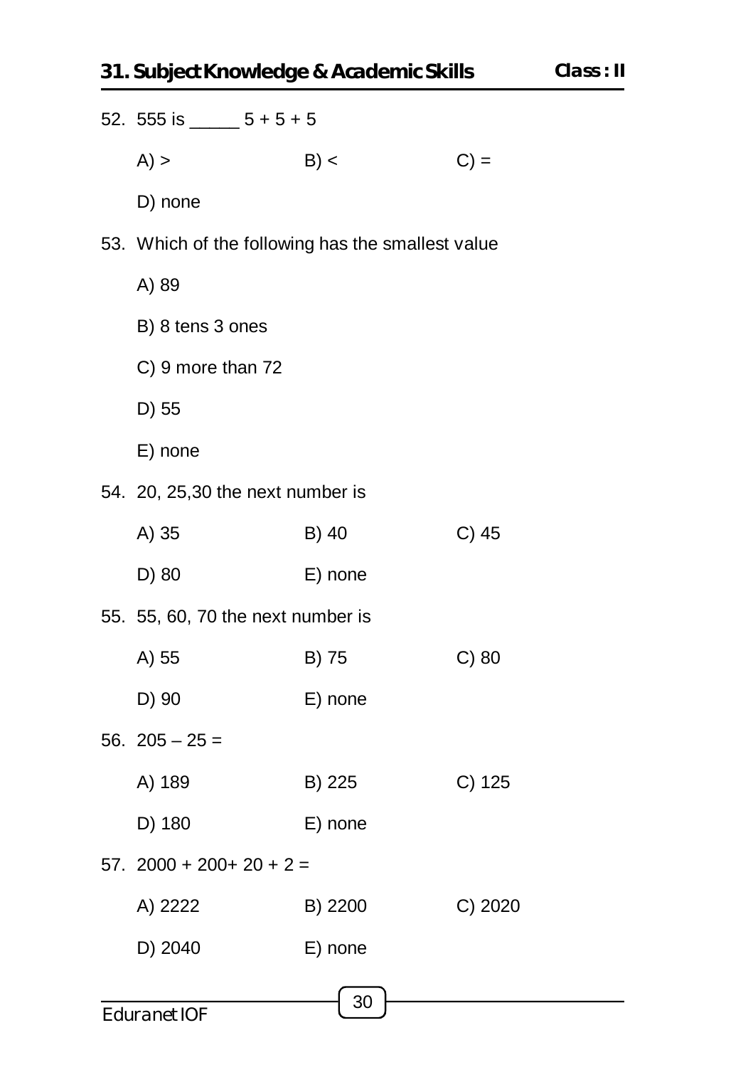52. 555 is _____ 5 + 5 + 5

A) >  B) <  C) =

D) none

53. Which of the following has the smallest value

A) 89

B) 8 tens 3 ones

C) 9 more than 72

D) 55

E) none

54. 20, 25,30 the next number is

A) 35  B) 40  C) 45

D) 80  E) none

55. 55, 60, 70 the next number is

A) 55  B) 75  C) 80

D) 90  E) none

56. 205 – 25 =

A) 189  B) 225  C) 125

D) 180  E) none

57. 2000 + 200+ 20 + 2 =

A) 2222  B) 2200  C) 2020

D) 2040  E) none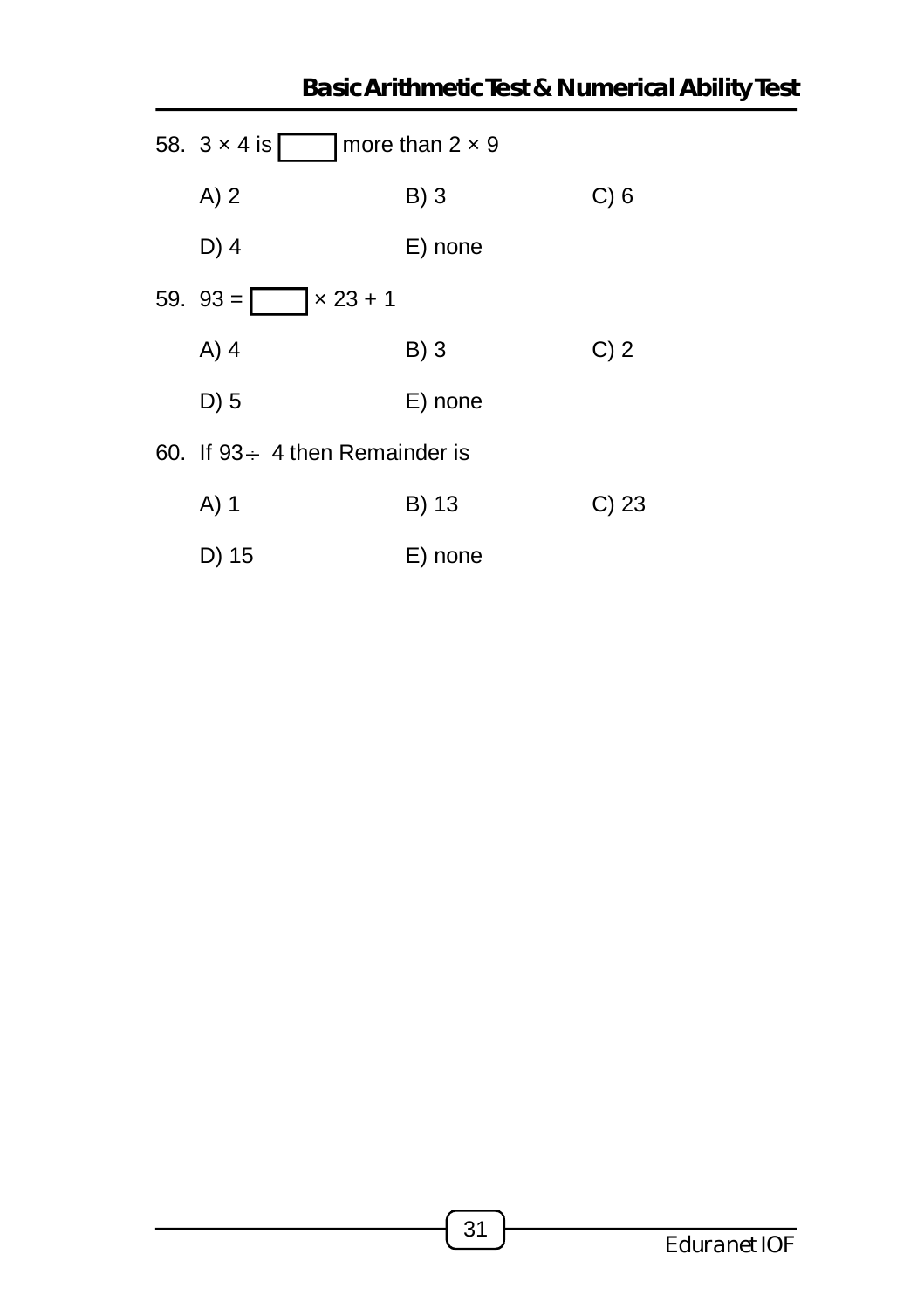58. $3 \times 4$ is ____ more than $2 \times 9$

A) 2 B) 3 C) 6

D) 4 E) none

59. $93 =$ ____ $\times 23 + 1$

A) 4 B) 3 C) 2

D) 5 E) none

60. If $93 \div 4$ then Remainder is

A) 1 B) 13 C) 23

D) 15 E) none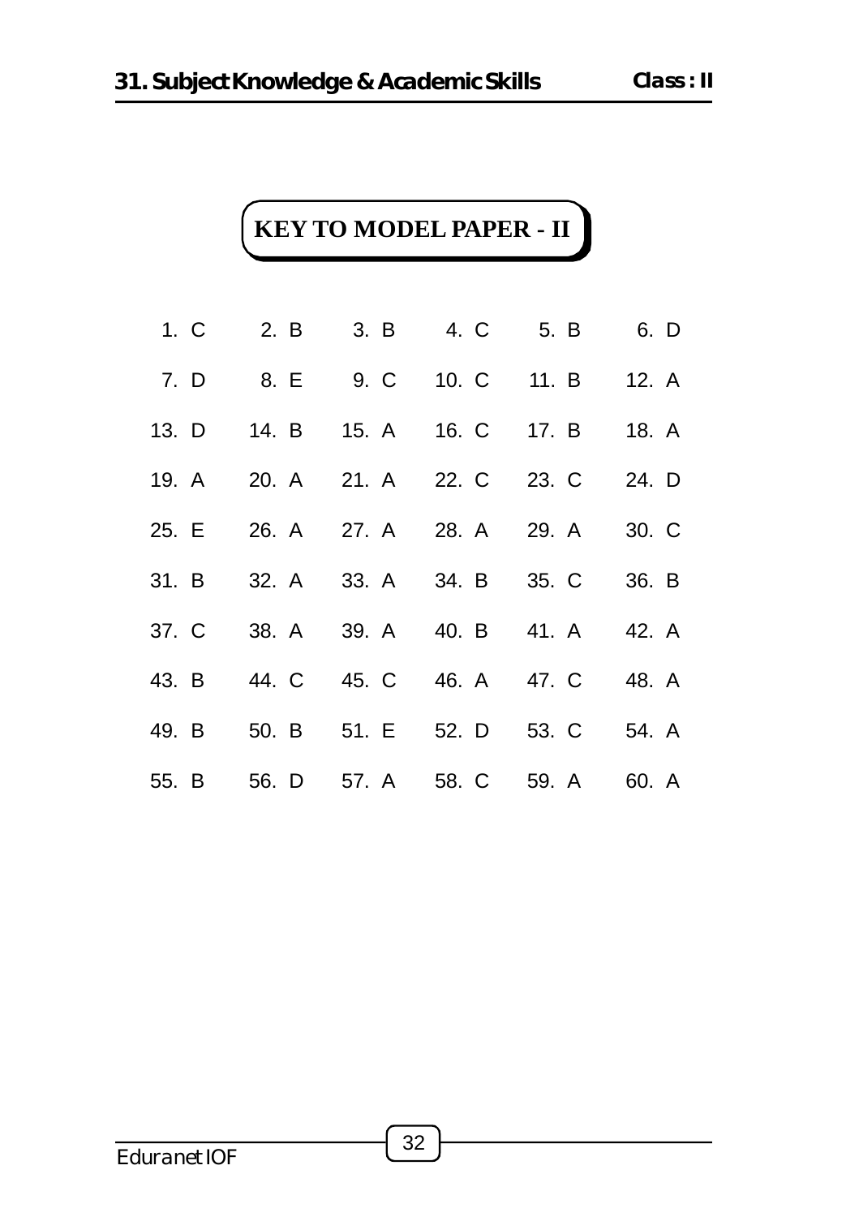## KEY TO MODEL PAPER - II

| | | | | | |
|---|---|---|---|---|---|
| 1. C | 2. B | 3. B | 4. C | 5. B | 6. D |
| 7. D | 8. E | 9. C | 10. C | 11. B | 12. A |
| 13. D | 14. B | 15. A | 16. C | 17. B | 18. A |
| 19. A | 20. A | 21. A | 22. C | 23. C | 24. D |
| 25. E | 26. A | 27. A | 28. A | 29. A | 30. C |
| 31. B | 32. A | 33. A | 34. B | 35. C | 36. B |
| 37. C | 38. A | 39. A | 40. B | 41. A | 42. A |
| 43. B | 44. C | 45. C | 46. A | 47. C | 48. A |
| 49. B | 50. B | 51. E | 52. D | 53. C | 54. A |
| 55. B | 56. D | 57. A | 58. C | 59. A | 60. A |